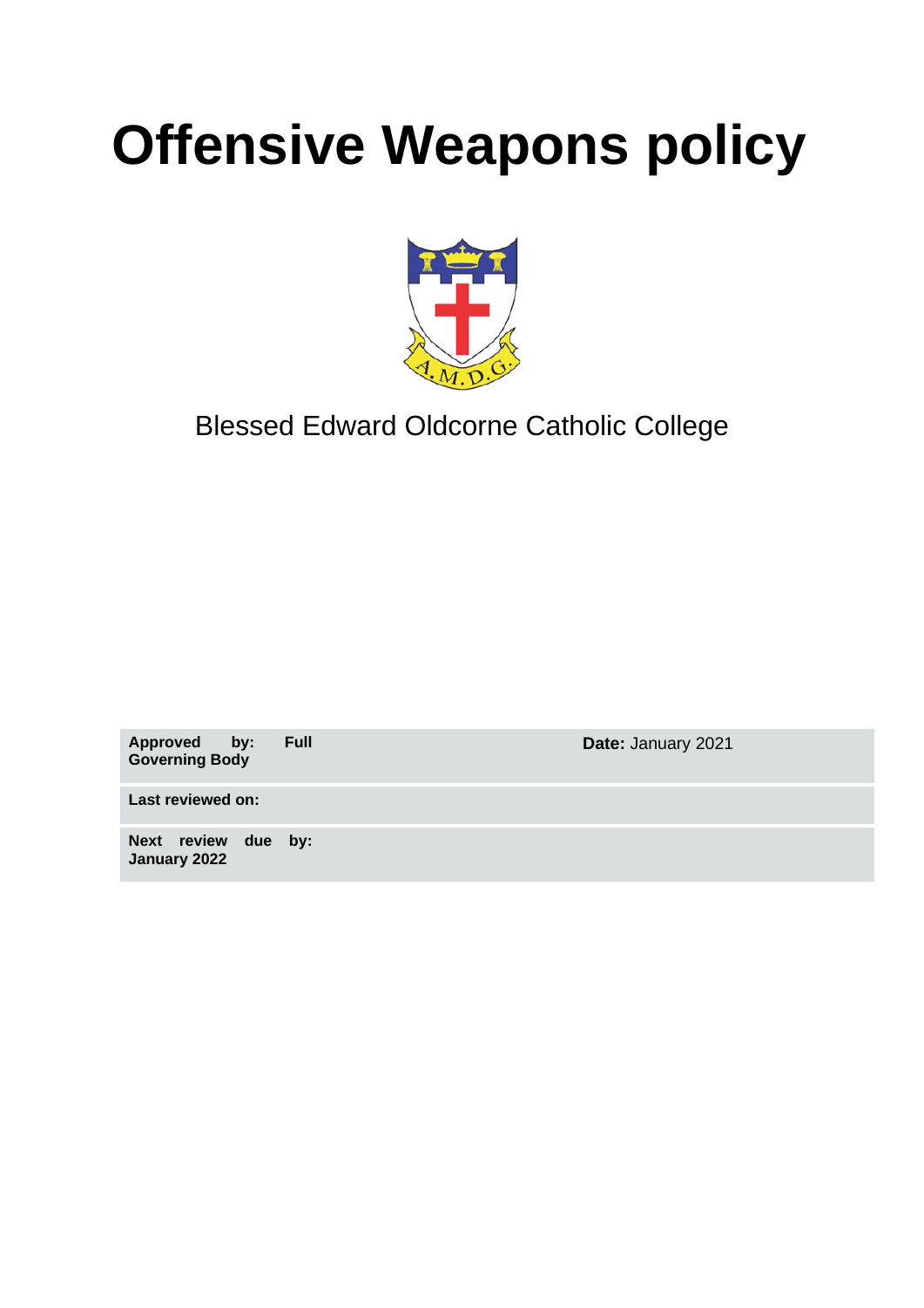# Offensive Weapons policy

Blessed Edward Oldcorne Catholic College

| | |
|---|---|
| **Approved by: Full Governing Body** | **Date:** January 2021 |
| **Last reviewed on:** | |
| **Next review due by: January 2022** | |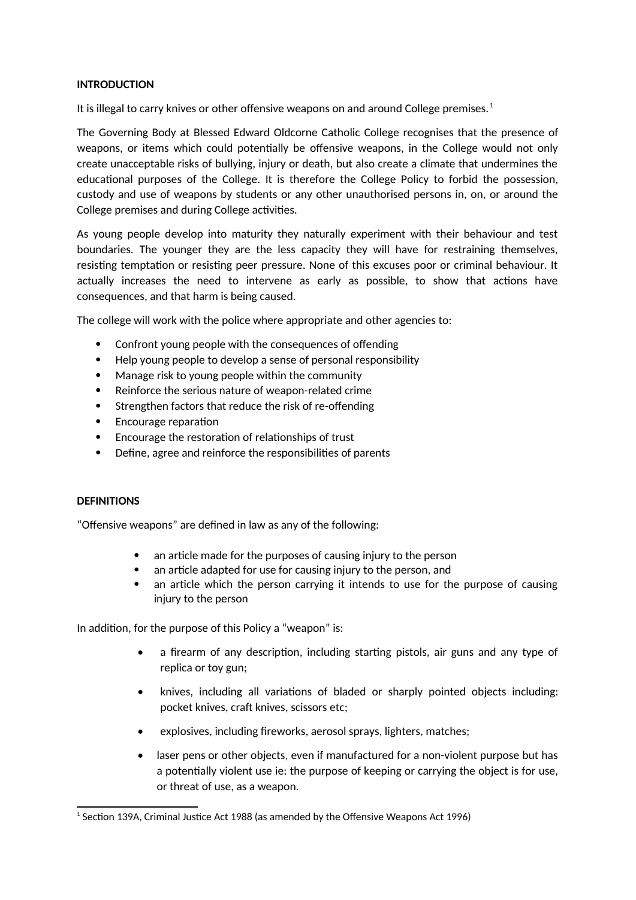**INTRODUCTION**

It is illegal to carry knives or other offensive weapons on and around College premises.[1]

The Governing Body at Blessed Edward Oldcorne Catholic College recognises that the presence of weapons, or items which could potentially be offensive weapons, in the College would not only create unacceptable risks of bullying, injury or death, but also create a climate that undermines the educational purposes of the College. It is therefore the College Policy to forbid the possession, custody and use of weapons by students or any other unauthorised persons in, on, or around the College premises and during College activities.

As young people develop into maturity they naturally experiment with their behaviour and test boundaries. The younger they are the less capacity they will have for restraining themselves, resisting temptation or resisting peer pressure. None of this excuses poor or criminal behaviour. It actually increases the need to intervene as early as possible, to show that actions have consequences, and that harm is being caused.

The college will work with the police where appropriate and other agencies to:

- Confront young people with the consequences of offending
- Help young people to develop a sense of personal responsibility
- Manage risk to young people within the community
- Reinforce the serious nature of weapon-related crime
- Strengthen factors that reduce the risk of re-offending
- Encourage reparation
- Encourage the restoration of relationships of trust
- Define, agree and reinforce the responsibilities of parents

**DEFINITIONS**

"Offensive weapons" are defined in law as any of the following:

- an article made for the purposes of causing injury to the person
- an article adapted for use for causing injury to the person, and
- an article which the person carrying it intends to use for the purpose of causing injury to the person

In addition, for the purpose of this Policy a "weapon" is:

- a firearm of any description, including starting pistols, air guns and any type of replica or toy gun;
- knives, including all variations of bladed or sharply pointed objects including: pocket knives, craft knives, scissors etc;
- explosives, including fireworks, aerosol sprays, lighters, matches;
- laser pens or other objects, even if manufactured for a non-violent purpose but has a potentially violent use ie: the purpose of keeping or carrying the object is for use, or threat of use, as a weapon.

---

[1] Section 139A, Criminal Justice Act 1988 (as amended by the Offensive Weapons Act 1996)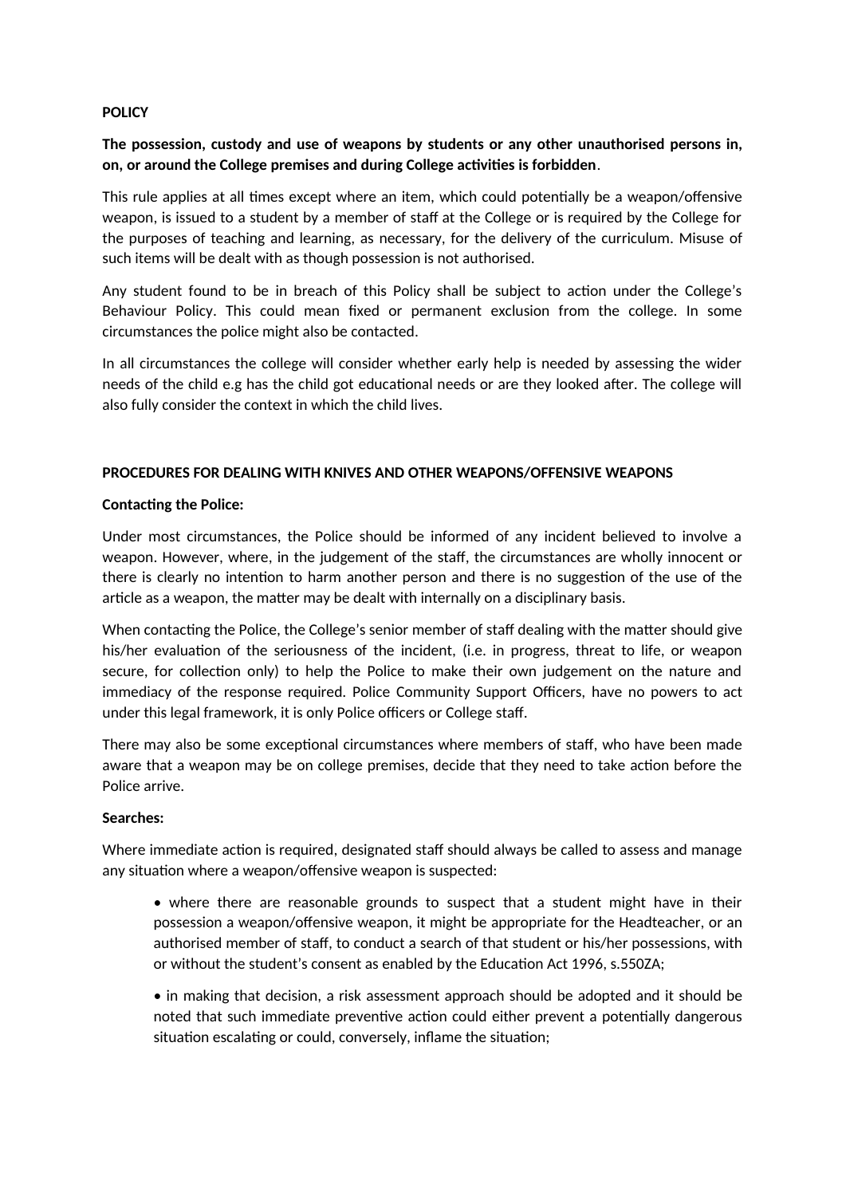**POLICY**

**The possession, custody and use of weapons by students or any other unauthorised persons in, on, or around the College premises and during College activities is forbidden**.

This rule applies at all times except where an item, which could potentially be a weapon/offensive weapon, is issued to a student by a member of staff at the College or is required by the College for the purposes of teaching and learning, as necessary, for the delivery of the curriculum. Misuse of such items will be dealt with as though possession is not authorised.

Any student found to be in breach of this Policy shall be subject to action under the College's Behaviour Policy. This could mean fixed or permanent exclusion from the college. In some circumstances the police might also be contacted.

In all circumstances the college will consider whether early help is needed by assessing the wider needs of the child e.g has the child got educational needs or are they looked after. The college will also fully consider the context in which the child lives.

**PROCEDURES FOR DEALING WITH KNIVES AND OTHER WEAPONS/OFFENSIVE WEAPONS**

**Contacting the Police:**

Under most circumstances, the Police should be informed of any incident believed to involve a weapon. However, where, in the judgement of the staff, the circumstances are wholly innocent or there is clearly no intention to harm another person and there is no suggestion of the use of the article as a weapon, the matter may be dealt with internally on a disciplinary basis.

When contacting the Police, the College's senior member of staff dealing with the matter should give his/her evaluation of the seriousness of the incident, (i.e. in progress, threat to life, or weapon secure, for collection only) to help the Police to make their own judgement on the nature and immediacy of the response required. Police Community Support Officers, have no powers to act under this legal framework, it is only Police officers or College staff.

There may also be some exceptional circumstances where members of staff, who have been made aware that a weapon may be on college premises, decide that they need to take action before the Police arrive.

**Searches:**

Where immediate action is required, designated staff should always be called to assess and manage any situation where a weapon/offensive weapon is suspected:

- where there are reasonable grounds to suspect that a student might have in their possession a weapon/offensive weapon, it might be appropriate for the Headteacher, or an authorised member of staff, to conduct a search of that student or his/her possessions, with or without the student's consent as enabled by the Education Act 1996, s.550ZA;

- in making that decision, a risk assessment approach should be adopted and it should be noted that such immediate preventive action could either prevent a potentially dangerous situation escalating or could, conversely, inflame the situation;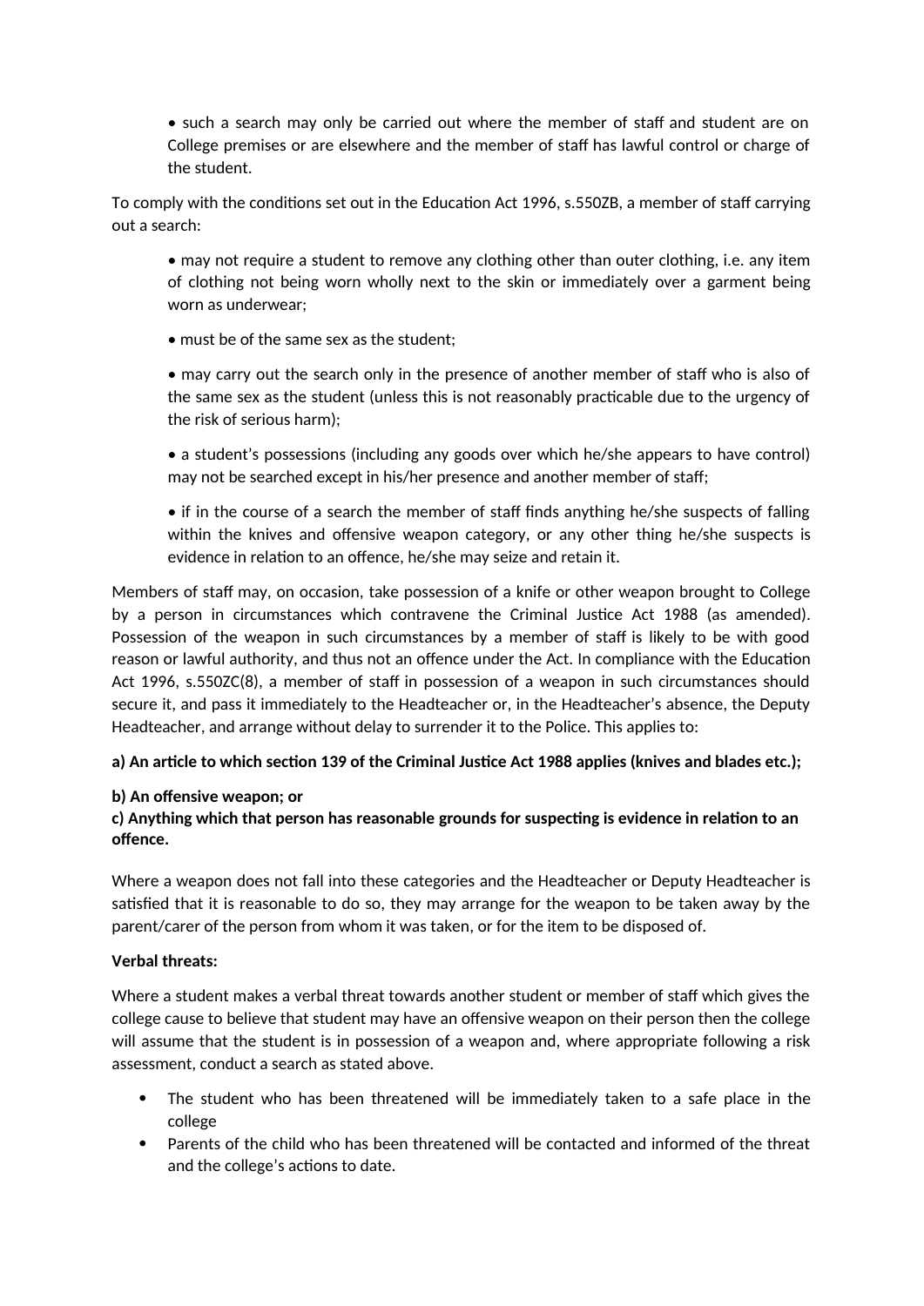- such a search may only be carried out where the member of staff and student are on College premises or are elsewhere and the member of staff has lawful control or charge of the student.

To comply with the conditions set out in the Education Act 1996, s.550ZB, a member of staff carrying out a search:

- may not require a student to remove any clothing other than outer clothing, i.e. any item of clothing not being worn wholly next to the skin or immediately over a garment being worn as underwear;
- must be of the same sex as the student;
- may carry out the search only in the presence of another member of staff who is also of the same sex as the student (unless this is not reasonably practicable due to the urgency of the risk of serious harm);
- a student's possessions (including any goods over which he/she appears to have control) may not be searched except in his/her presence and another member of staff;
- if in the course of a search the member of staff finds anything he/she suspects of falling within the knives and offensive weapon category, or any other thing he/she suspects is evidence in relation to an offence, he/she may seize and retain it.

Members of staff may, on occasion, take possession of a knife or other weapon brought to College by a person in circumstances which contravene the Criminal Justice Act 1988 (as amended). Possession of the weapon in such circumstances by a member of staff is likely to be with good reason or lawful authority, and thus not an offence under the Act. In compliance with the Education Act 1996, s.550ZC(8), a member of staff in possession of a weapon in such circumstances should secure it, and pass it immediately to the Headteacher or, in the Headteacher's absence, the Deputy Headteacher, and arrange without delay to surrender it to the Police. This applies to:

**a) An article to which section 139 of the Criminal Justice Act 1988 applies (knives and blades etc.);**

**b) An offensive weapon; or**
**c) Anything which that person has reasonable grounds for suspecting is evidence in relation to an offence.**

Where a weapon does not fall into these categories and the Headteacher or Deputy Headteacher is satisfied that it is reasonable to do so, they may arrange for the weapon to be taken away by the parent/carer of the person from whom it was taken, or for the item to be disposed of.

**Verbal threats:**

Where a student makes a verbal threat towards another student or member of staff which gives the college cause to believe that student may have an offensive weapon on their person then the college will assume that the student is in possession of a weapon and, where appropriate following a risk assessment, conduct a search as stated above.

- The student who has been threatened will be immediately taken to a safe place in the college
- Parents of the child who has been threatened will be contacted and informed of the threat and the college's actions to date.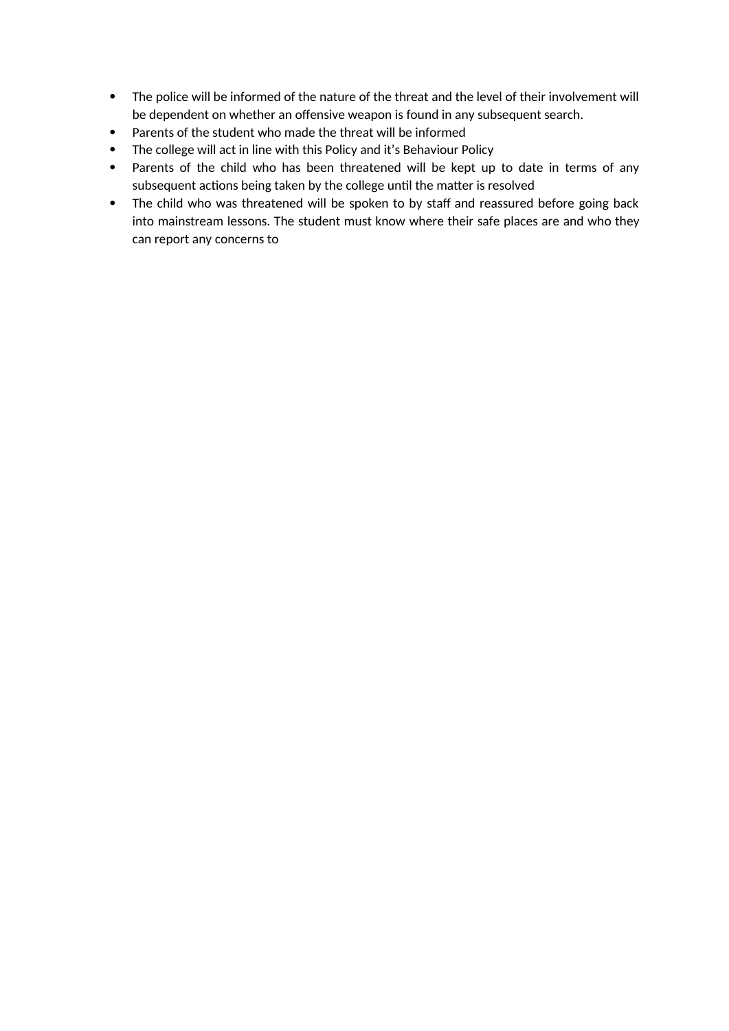- The police will be informed of the nature of the threat and the level of their involvement will be dependent on whether an offensive weapon is found in any subsequent search.
- Parents of the student who made the threat will be informed
- The college will act in line with this Policy and it's Behaviour Policy
- Parents of the child who has been threatened will be kept up to date in terms of any subsequent actions being taken by the college until the matter is resolved
- The child who was threatened will be spoken to by staff and reassured before going back into mainstream lessons. The student must know where their safe places are and who they can report any concerns to